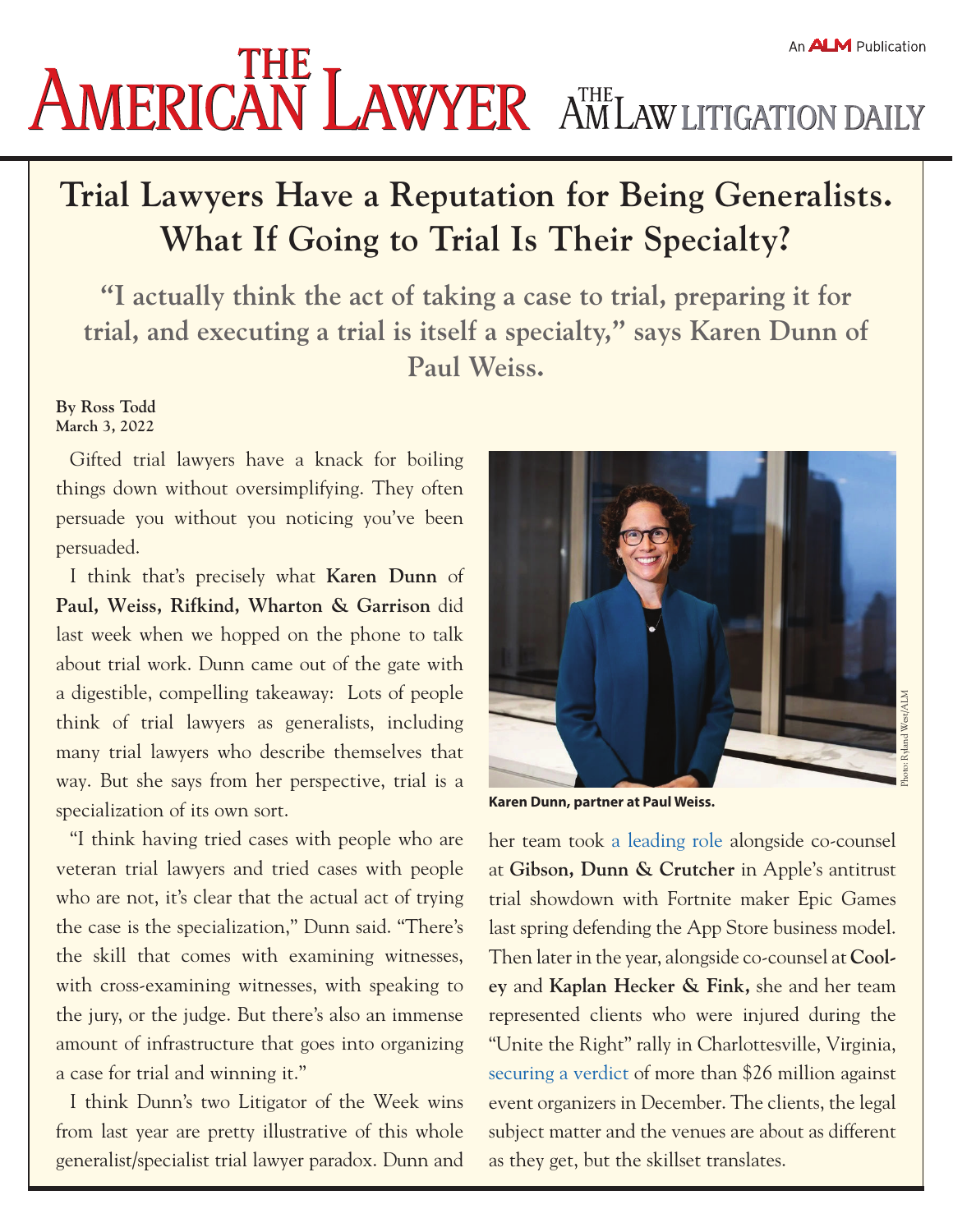# Trial Lawyers Have a Reputation for Being Generalists. What If Going to Trial Is Their Specialty?

## "I actually think the act of taking a case to trial, preparing it for trial, and executing a trial is itself a specialty," says Karen Dunn of Paul Weiss.

**By Ross Todd**
**March 3, 2022**

Gifted trial lawyers have a knack for boiling things down without oversimplifying. They often persuade you without you noticing you've been persuaded.

I think that's precisely what **Karen Dunn** of **Paul, Weiss, Rifkind, Wharton & Garrison** did last week when we hopped on the phone to talk about trial work. Dunn came out of the gate with a digestible, compelling takeaway: Lots of people think of trial lawyers as generalists, including many trial lawyers who describe themselves that way. But she says from her perspective, trial is a specialization of its own sort.

"I think having tried cases with people who are veteran trial lawyers and tried cases with people who are not, it's clear that the actual act of trying the case is the specialization," Dunn said. "There's the skill that comes with examining witnesses, with cross-examining witnesses, with speaking to the jury, or the judge. But there's also an immense amount of infrastructure that goes into organizing a case for trial and winning it."

I think Dunn's two Litigator of the Week wins from last year are pretty illustrative of this whole generalist/specialist trial lawyer paradox. Dunn and her team took a leading role alongside co-counsel at **Gibson, Dunn & Crutcher** in Apple's antitrust trial showdown with Fortnite maker Epic Games last spring defending the App Store business model. Then later in the year, alongside co-counsel at **Cooley** and **Kaplan Hecker & Fink,** she and her team represented clients who were injured during the "Unite the Right" rally in Charlottesville, Virginia, securing a verdict of more than $26 million against event organizers in December. The clients, the legal subject matter and the venues are about as different as they get, but the skillset translates.

Photo: Ryland West/ALM

**Karen Dunn, partner at Paul Weiss.**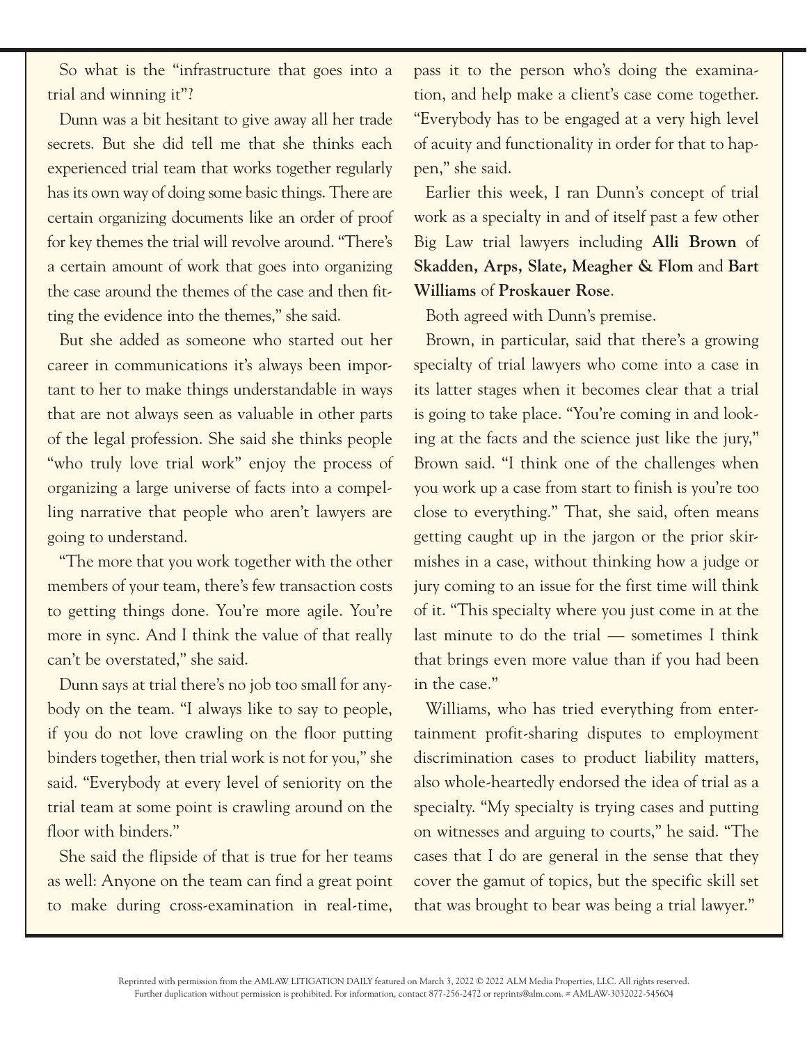So what is the "infrastructure that goes into a trial and winning it"?

Dunn was a bit hesitant to give away all her trade secrets. But she did tell me that she thinks each experienced trial team that works together regularly has its own way of doing some basic things. There are certain organizing documents like an order of proof for key themes the trial will revolve around. "There's a certain amount of work that goes into organizing the case around the themes of the case and then fitting the evidence into the themes," she said.

But she added as someone who started out her career in communications it's always been important to her to make things understandable in ways that are not always seen as valuable in other parts of the legal profession. She said she thinks people "who truly love trial work" enjoy the process of organizing a large universe of facts into a compelling narrative that people who aren't lawyers are going to understand.

"The more that you work together with the other members of your team, there's few transaction costs to getting things done. You're more agile. You're more in sync. And I think the value of that really can't be overstated," she said.

Dunn says at trial there's no job too small for anybody on the team. "I always like to say to people, if you do not love crawling on the floor putting binders together, then trial work is not for you," she said. "Everybody at every level of seniority on the trial team at some point is crawling around on the floor with binders."

She said the flipside of that is true for her teams as well: Anyone on the team can find a great point to make during cross-examination in real-time, pass it to the person who's doing the examination, and help make a client's case come together. "Everybody has to be engaged at a very high level of acuity and functionality in order for that to happen," she said.

Earlier this week, I ran Dunn's concept of trial work as a specialty in and of itself past a few other Big Law trial lawyers including **Alli Brown** of **Skadden, Arps, Slate, Meagher & Flom** and **Bart Williams** of **Proskauer Rose**.

Both agreed with Dunn's premise.

Brown, in particular, said that there's a growing specialty of trial lawyers who come into a case in its latter stages when it becomes clear that a trial is going to take place. "You're coming in and looking at the facts and the science just like the jury," Brown said. "I think one of the challenges when you work up a case from start to finish is you're too close to everything." That, she said, often means getting caught up in the jargon or the prior skirmishes in a case, without thinking how a judge or jury coming to an issue for the first time will think of it. "This specialty where you just come in at the last minute to do the trial — sometimes I think that brings even more value than if you had been in the case."

Williams, who has tried everything from entertainment profit-sharing disputes to employment discrimination cases to product liability matters, also whole-heartedly endorsed the idea of trial as a specialty. "My specialty is trying cases and putting on witnesses and arguing to courts," he said. "The cases that I do are general in the sense that they cover the gamut of topics, but the specific skill set that was brought to bear was being a trial lawyer."

Reprinted with permission from the AMLAW LITIGATION DAILY featured on March 3, 2022 © 2022 ALM Media Properties, LLC. All rights reserved. Further duplication without permission is prohibited. For information, contact 877-256-2472 or reprints@alm.com. # AMLAW-3032022-545604